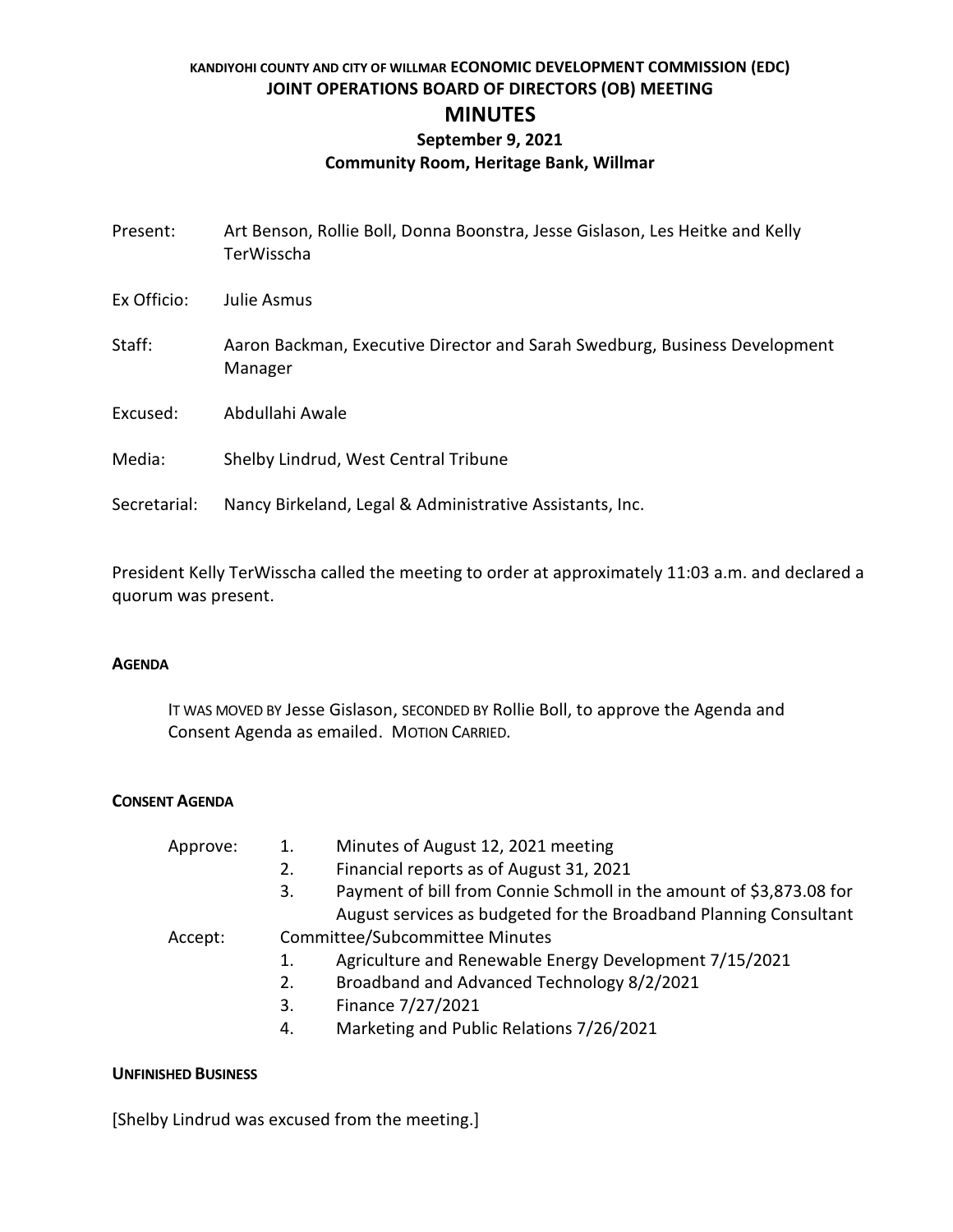KANDIYOHI COUNTY AND CITY OF WILLMAR **ECONOMIC DEVELOPMENT COMMISSION (EDC)**

**JOINT OPERATIONS BOARD OF DIRECTORS (OB) MEETING**

# MINUTES

**September 9, 2021**

**Community Room, Heritage Bank, Willmar**

Present: Art Benson, Rollie Boll, Donna Boonstra, Jesse Gislason, Les Heitke and Kelly TerWisscha

Ex Officio: Julie Asmus

Staff: Aaron Backman, Executive Director and Sarah Swedburg, Business Development Manager

Excused: Abdullahi Awale

Media: Shelby Lindrud, West Central Tribune

Secretarial: Nancy Birkeland, Legal & Administrative Assistants, Inc.

President Kelly TerWisscha called the meeting to order at approximately 11:03 a.m. and declared a quorum was present.

**AGENDA**

IT WAS MOVED BY Jesse Gislason, SECONDED BY Rollie Boll, to approve the Agenda and Consent Agenda as emailed. MOTION CARRIED.

**CONSENT AGENDA**

Approve:
1. Minutes of August 12, 2021 meeting
2. Financial reports as of August 31, 2021
3. Payment of bill from Connie Schmoll in the amount of $3,873.08 for August services as budgeted for the Broadband Planning Consultant

Accept: Committee/Subcommittee Minutes
1. Agriculture and Renewable Energy Development 7/15/2021
2. Broadband and Advanced Technology 8/2/2021
3. Finance 7/27/2021
4. Marketing and Public Relations 7/26/2021

**UNFINISHED BUSINESS**

[Shelby Lindrud was excused from the meeting.]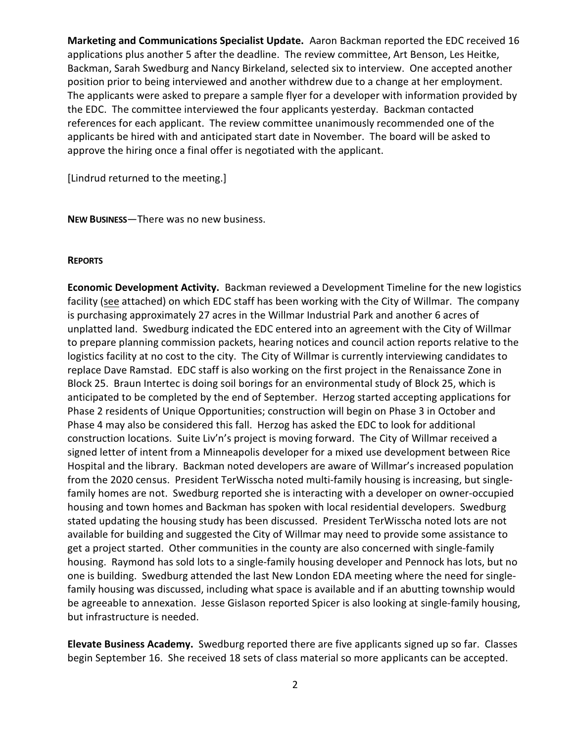**Marketing and Communications Specialist Update.** Aaron Backman reported the EDC received 16 applications plus another 5 after the deadline. The review committee, Art Benson, Les Heitke, Backman, Sarah Swedburg and Nancy Birkeland, selected six to interview. One accepted another position prior to being interviewed and another withdrew due to a change at her employment. The applicants were asked to prepare a sample flyer for a developer with information provided by the EDC. The committee interviewed the four applicants yesterday. Backman contacted references for each applicant. The review committee unanimously recommended one of the applicants be hired with and anticipated start date in November. The board will be asked to approve the hiring once a final offer is negotiated with the applicant.

[Lindrud returned to the meeting.]

**NEW BUSINESS**—There was no new business.

**REPORTS**

**Economic Development Activity.** Backman reviewed a Development Timeline for the new logistics facility (see attached) on which EDC staff has been working with the City of Willmar. The company is purchasing approximately 27 acres in the Willmar Industrial Park and another 6 acres of unplatted land. Swedburg indicated the EDC entered into an agreement with the City of Willmar to prepare planning commission packets, hearing notices and council action reports relative to the logistics facility at no cost to the city. The City of Willmar is currently interviewing candidates to replace Dave Ramstad. EDC staff is also working on the first project in the Renaissance Zone in Block 25. Braun Intertec is doing soil borings for an environmental study of Block 25, which is anticipated to be completed by the end of September. Herzog started accepting applications for Phase 2 residents of Unique Opportunities; construction will begin on Phase 3 in October and Phase 4 may also be considered this fall. Herzog has asked the EDC to look for additional construction locations. Suite Liv'n's project is moving forward. The City of Willmar received a signed letter of intent from a Minneapolis developer for a mixed use development between Rice Hospital and the library. Backman noted developers are aware of Willmar's increased population from the 2020 census. President TerWisscha noted multi-family housing is increasing, but single-family homes are not. Swedburg reported she is interacting with a developer on owner-occupied housing and town homes and Backman has spoken with local residential developers. Swedburg stated updating the housing study has been discussed. President TerWisscha noted lots are not available for building and suggested the City of Willmar may need to provide some assistance to get a project started. Other communities in the county are also concerned with single-family housing. Raymond has sold lots to a single-family housing developer and Pennock has lots, but no one is building. Swedburg attended the last New London EDA meeting where the need for single-family housing was discussed, including what space is available and if an abutting township would be agreeable to annexation. Jesse Gislason reported Spicer is also looking at single-family housing, but infrastructure is needed.

**Elevate Business Academy.** Swedburg reported there are five applicants signed up so far. Classes begin September 16. She received 18 sets of class material so more applicants can be accepted.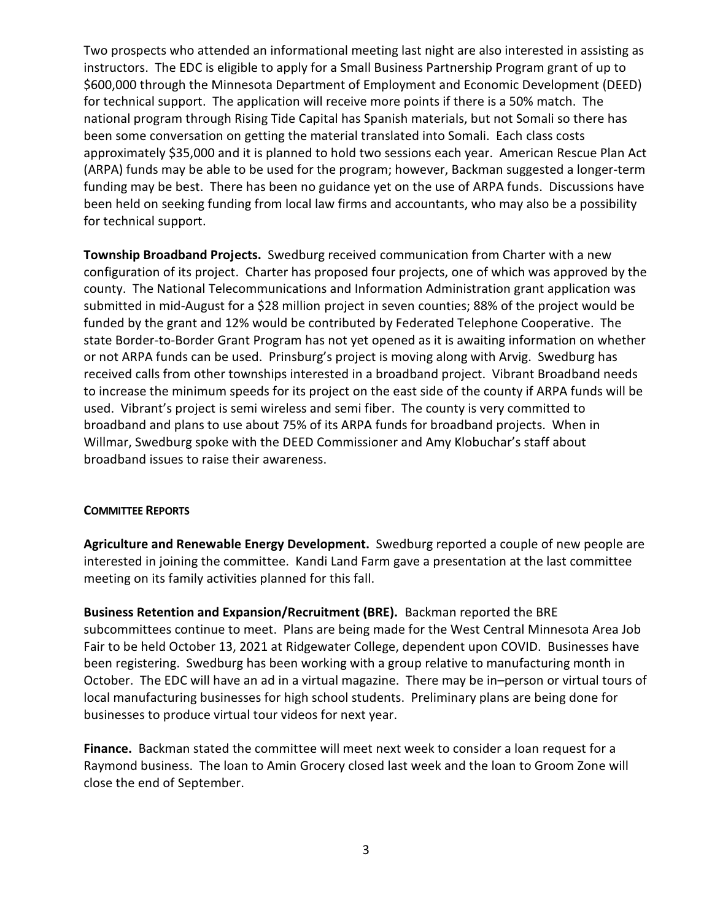Two prospects who attended an informational meeting last night are also interested in assisting as instructors. The EDC is eligible to apply for a Small Business Partnership Program grant of up to $600,000 through the Minnesota Department of Employment and Economic Development (DEED) for technical support. The application will receive more points if there is a 50% match. The national program through Rising Tide Capital has Spanish materials, but not Somali so there has been some conversation on getting the material translated into Somali. Each class costs approximately $35,000 and it is planned to hold two sessions each year. American Rescue Plan Act (ARPA) funds may be able to be used for the program; however, Backman suggested a longer-term funding may be best. There has been no guidance yet on the use of ARPA funds. Discussions have been held on seeking funding from local law firms and accountants, who may also be a possibility for technical support.

**Township Broadband Projects.** Swedburg received communication from Charter with a new configuration of its project. Charter has proposed four projects, one of which was approved by the county. The National Telecommunications and Information Administration grant application was submitted in mid-August for a $28 million project in seven counties; 88% of the project would be funded by the grant and 12% would be contributed by Federated Telephone Cooperative. The state Border-to-Border Grant Program has not yet opened as it is awaiting information on whether or not ARPA funds can be used. Prinsburg's project is moving along with Arvig. Swedburg has received calls from other townships interested in a broadband project. Vibrant Broadband needs to increase the minimum speeds for its project on the east side of the county if ARPA funds will be used. Vibrant's project is semi wireless and semi fiber. The county is very committed to broadband and plans to use about 75% of its ARPA funds for broadband projects. When in Willmar, Swedburg spoke with the DEED Commissioner and Amy Klobuchar's staff about broadband issues to raise their awareness.

## COMMITTEE REPORTS

**Agriculture and Renewable Energy Development.** Swedburg reported a couple of new people are interested in joining the committee. Kandi Land Farm gave a presentation at the last committee meeting on its family activities planned for this fall.

**Business Retention and Expansion/Recruitment (BRE).** Backman reported the BRE subcommittees continue to meet. Plans are being made for the West Central Minnesota Area Job Fair to be held October 13, 2021 at Ridgewater College, dependent upon COVID. Businesses have been registering. Swedburg has been working with a group relative to manufacturing month in October. The EDC will have an ad in a virtual magazine. There may be in–person or virtual tours of local manufacturing businesses for high school students. Preliminary plans are being done for businesses to produce virtual tour videos for next year.

**Finance.** Backman stated the committee will meet next week to consider a loan request for a Raymond business. The loan to Amin Grocery closed last week and the loan to Groom Zone will close the end of September.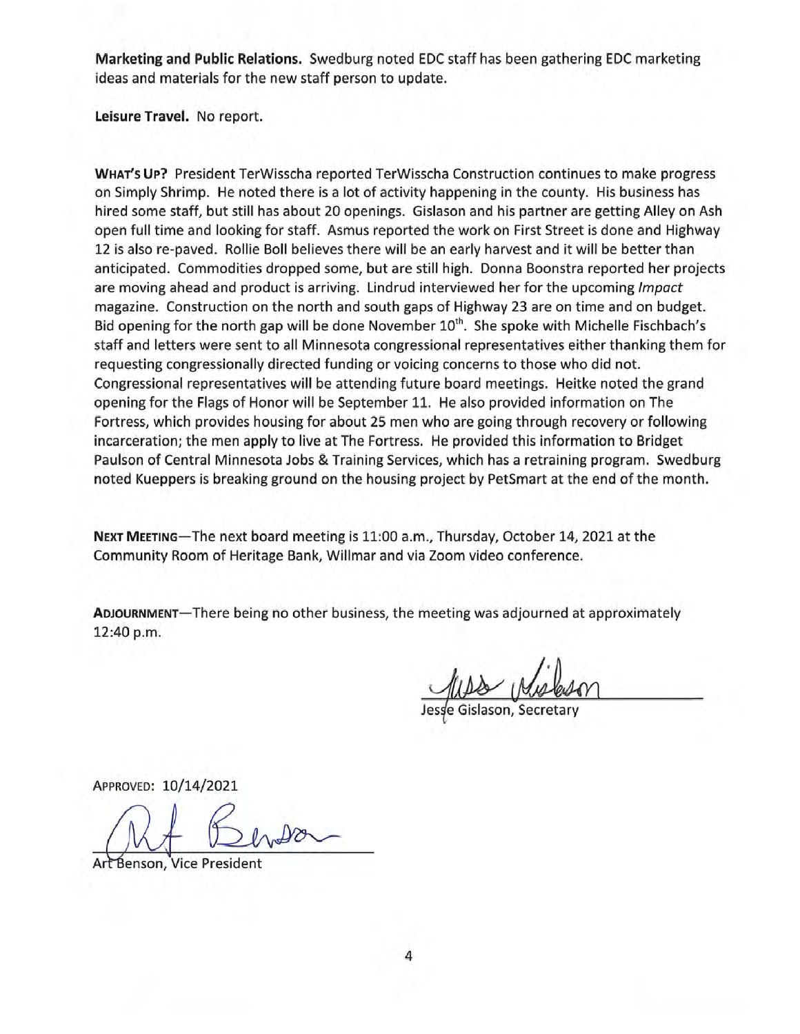**Marketing and Public Relations.** Swedburg noted EDC staff has been gathering EDC marketing ideas and materials for the new staff person to update.

**Leisure Travel.** No report.

**WHAT'S UP?** President TerWisscha reported TerWisscha Construction continues to make progress on Simply Shrimp. He noted there is a lot of activity happening in the county. His business has hired some staff, but still has about 20 openings. Gislason and his partner are getting Alley on Ash open full time and looking for staff. Asmus reported the work on First Street is done and Highway 12 is also re-paved. Rollie Boll believes there will be an early harvest and it will be better than anticipated. Commodities dropped some, but are still high. Donna Boonstra reported her projects are moving ahead and product is arriving. Lindrud interviewed her for the upcoming *Impact* magazine. Construction on the north and south gaps of Highway 23 are on time and on budget. Bid opening for the north gap will be done November 10th. She spoke with Michelle Fischbach's staff and letters were sent to all Minnesota congressional representatives either thanking them for requesting congressionally directed funding or voicing concerns to those who did not. Congressional representatives will be attending future board meetings. Heitke noted the grand opening for the Flags of Honor will be September 11. He also provided information on The Fortress, which provides housing for about 25 men who are going through recovery or following incarceration; the men apply to live at The Fortress. He provided this information to Bridget Paulson of Central Minnesota Jobs & Training Services, which has a retraining program. Swedburg noted Kueppers is breaking ground on the housing project by PetSmart at the end of the month.

**NEXT MEETING**—The next board meeting is 11:00 a.m., Thursday, October 14, 2021 at the Community Room of Heritage Bank, Willmar and via Zoom video conference.

**ADJOURNMENT**—There being no other business, the meeting was adjourned at approximately 12:40 p.m.

Jesse Gislason, Secretary

APPROVED: 10/14/2021

Art Benson, Vice President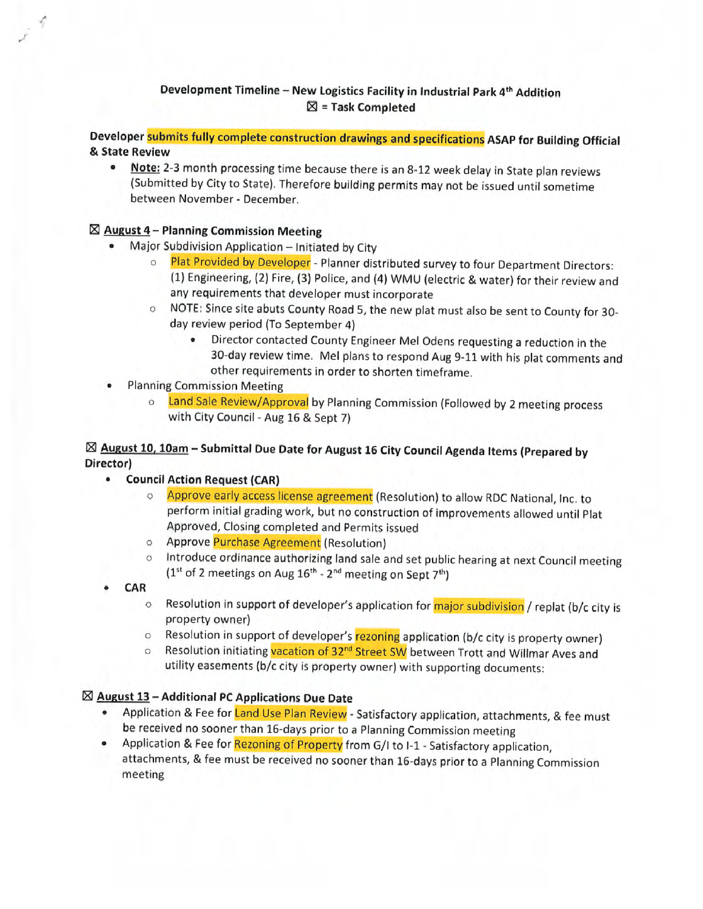**Development Timeline – New Logistics Facility in Industrial Park 4th Addition**
**☒ = Task Completed**

**Developer submits fully complete construction drawings and specifications ASAP for Building Official & State Review**

- **Note:** 2-3 month processing time because there is an 8-12 week delay in State plan reviews (Submitted by City to State). Therefore building permits may not be issued until sometime between November - December.

**☒ August 4 – Planning Commission Meeting**

- Major Subdivision Application – Initiated by City
  - Plat Provided by Developer - Planner distributed survey to four Department Directors: (1) Engineering, (2) Fire, (3) Police, and (4) WMU (electric & water) for their review and any requirements that developer must incorporate
  - NOTE: Since site abuts County Road 5, the new plat must also be sent to County for 30-day review period (To September 4)
    - Director contacted County Engineer Mel Odens requesting a reduction in the 30-day review time. Mel plans to respond Aug 9-11 with his plat comments and other requirements in order to shorten timeframe.
- Planning Commission Meeting
  - Land Sale Review/Approval by Planning Commission (Followed by 2 meeting process with City Council - Aug 16 & Sept 7)

**☒ August 10, 10am – Submittal Due Date for August 16 City Council Agenda Items (Prepared by Director)**

- **Council Action Request (CAR)**
  - Approve early access license agreement (Resolution) to allow RDC National, Inc. to perform initial grading work, but no construction of improvements allowed until Plat Approved, Closing completed and Permits issued
  - Approve Purchase Agreement (Resolution)
  - Introduce ordinance authorizing land sale and set public hearing at next Council meeting (1st of 2 meetings on Aug 16th - 2nd meeting on Sept 7th)
- **CAR**
  - Resolution in support of developer's application for major subdivision / replat (b/c city is property owner)
  - Resolution in support of developer's rezoning application (b/c city is property owner)
  - Resolution initiating vacation of 32nd Street SW between Trott and Willmar Aves and utility easements (b/c city is property owner) with supporting documents:

**☒ August 13 – Additional PC Applications Due Date**

- Application & Fee for Land Use Plan Review - Satisfactory application, attachments, & fee must be received no sooner than 16-days prior to a Planning Commission meeting
- Application & Fee for Rezoning of Property from G/I to I-1 - Satisfactory application, attachments, & fee must be received no sooner than 16-days prior to a Planning Commission meeting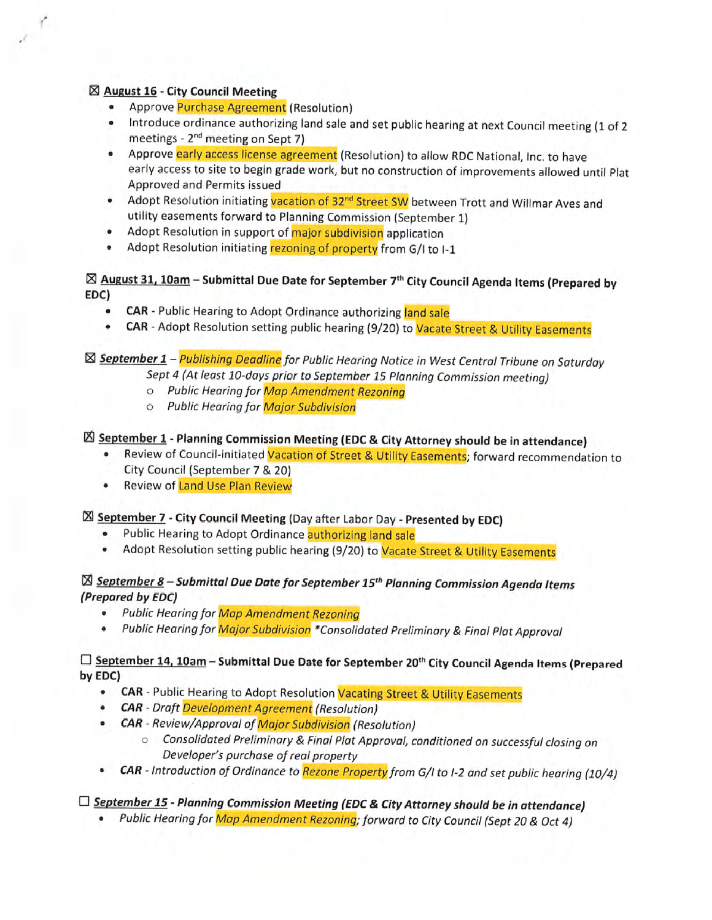☒ **<u>August 16</u> - City Council Meeting**

- Approve Purchase Agreement (Resolution)
- Introduce ordinance authorizing land sale and set public hearing at next Council meeting (1 of 2 meetings - 2nd meeting on Sept 7)
- Approve early access license agreement (Resolution) to allow RDC National, Inc. to have early access to site to begin grade work, but no construction of improvements allowed until Plat Approved and Permits issued
- Adopt Resolution initiating vacation of 32nd Street SW between Trott and Willmar Aves and utility easements forward to Planning Commission (September 1)
- Adopt Resolution in support of major subdivision application
- Adopt Resolution initiating rezoning of property from G/I to I-1

☒ **<u>August 31, 10am</u> – Submittal Due Date for September 7th City Council Agenda Items (Prepared by EDC)**

- **CAR** - Public Hearing to Adopt Ordinance authorizing land sale
- **CAR** - Adopt Resolution setting public hearing (9/20) to Vacate Street & Utility Easements

☒ ***<u>September 1</u>*** – *Publishing Deadline for Public Hearing Notice in West Central Tribune on Saturday Sept 4 (At least 10-days prior to September 15 Planning Commission meeting)*

- *Public Hearing for Map Amendment Rezoning*
- *Public Hearing for Major Subdivision*

☒ **<u>September 1</u> - Planning Commission Meeting (EDC & City Attorney should be in attendance)**

- Review of Council-initiated Vacation of Street & Utility Easements; forward recommendation to City Council (September 7 & 20)
- Review of Land Use Plan Review

☒ **<u>September 7</u> - City Council Meeting** (Day after Labor Day - **Presented by EDC)**

- Public Hearing to Adopt Ordinance authorizing land sale
- Adopt Resolution setting public hearing (9/20) to Vacate Street & Utility Easements

☒ ***<u>September 8</u> – Submittal Due Date for September 15th Planning Commission Agenda Items (Prepared by EDC)***

- *Public Hearing for Map Amendment Rezoning*
- *Public Hearing for Major Subdivision *Consolidated Preliminary & Final Plat Approval*

☐ **<u>September 14, 10am</u> – Submittal Due Date for September 20th City Council Agenda Items (Prepared by EDC)**

- **CAR** - Public Hearing to Adopt Resolution Vacating Street & Utility Easements
- ***CAR*** - *Draft Development Agreement (Resolution)*
- ***CAR*** - *Review/Approval of Major Subdivision (Resolution)*
  - *Consolidated Preliminary & Final Plat Approval, conditioned on successful closing on Developer's purchase of real property*
- ***CAR*** - *Introduction of Ordinance to Rezone Property from G/I to I-2 and set public hearing (10/4)*

☐ ***<u>September 15</u> - Planning Commission Meeting (EDC & City Attorney should be in attendance)***

- *Public Hearing for Map Amendment Rezoning; forward to City Council (Sept 20 & Oct 4)*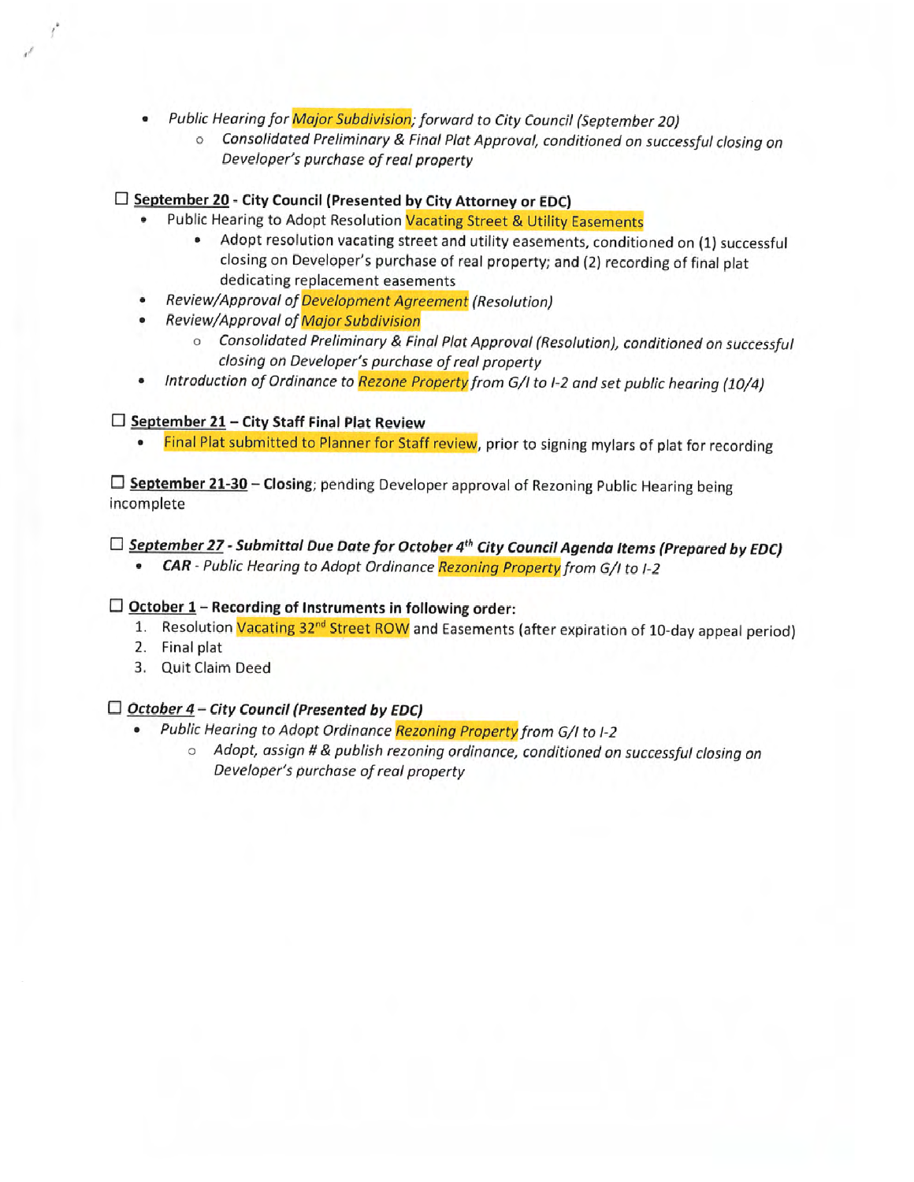- *Public Hearing for Major Subdivision; forward to City Council (September 20)*
  - *Consolidated Preliminary & Final Plat Approval, conditioned on successful closing on Developer's purchase of real property*

☐ **September 20 - City Council (Presented by City Attorney or EDC)**

- Public Hearing to Adopt Resolution Vacating Street & Utility Easements
  - Adopt resolution vacating street and utility easements, conditioned on (1) successful closing on Developer's purchase of real property; and (2) recording of final plat dedicating replacement easements
- *Review/Approval of Development Agreement (Resolution)*
- *Review/Approval of Major Subdivision*
  - *Consolidated Preliminary & Final Plat Approval (Resolution), conditioned on successful closing on Developer's purchase of real property*
- *Introduction of Ordinance to Rezone Property from G/I to I-2 and set public hearing (10/4)*

☐ **September 21 – City Staff Final Plat Review**

- Final Plat submitted to Planner for Staff review, prior to signing mylars of plat for recording

☐ **September 21-30 – Closing**; pending Developer approval of Rezoning Public Hearing being incomplete

☐ ***September 27 - Submittal Due Date for October 4th City Council Agenda Items (Prepared by EDC)***

- ***CAR** - Public Hearing to Adopt Ordinance Rezoning Property from G/I to I-2*

☐ **October 1 – Recording of Instruments in following order:**

1. Resolution Vacating 32nd Street ROW and Easements (after expiration of 10-day appeal period)
2. Final plat
3. Quit Claim Deed

☐ ***October 4 – City Council (Presented by EDC)***

- *Public Hearing to Adopt Ordinance Rezoning Property from G/I to I-2*
  - *Adopt, assign # & publish rezoning ordinance, conditioned on successful closing on Developer's purchase of real property*